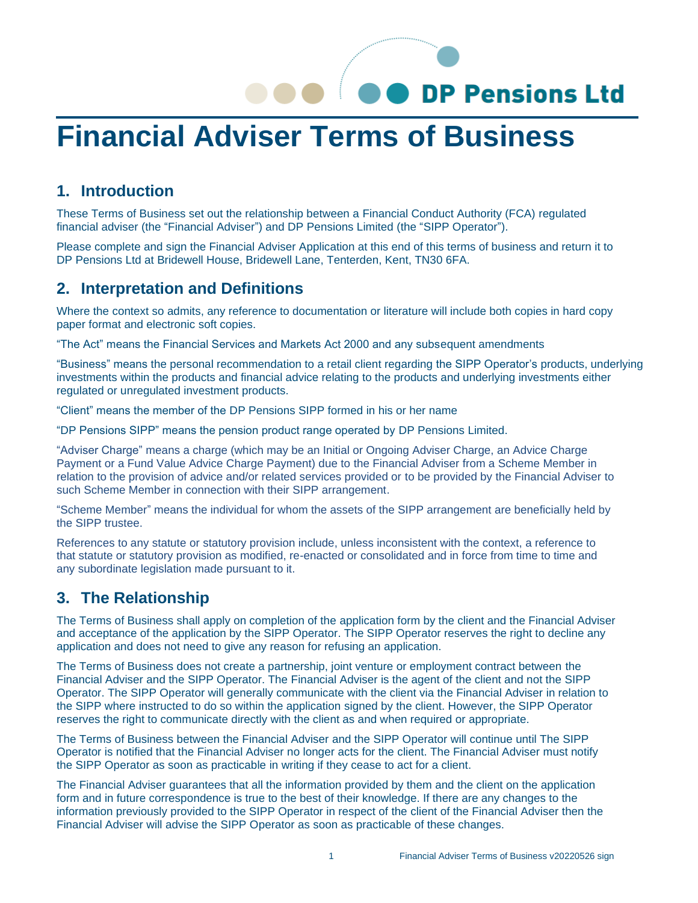DP Pensions Ltd

# Financial Adviser Terms of Business

## 1. Introduction

These Terms of Business set out the relationship between a Financial Conduct Authority (FCA) regulated financial adviser (the "Financial Adviser") and DP Pensions Limited (the "SIPP Operator").

Please complete and sign the Financial Adviser Application at this end of this terms of business and return it to DP Pensions Ltd at Bridewell House, Bridewell Lane, Tenterden, Kent, TN30 6FA.

## 2. Interpretation and Definitions

Where the context so admits, any reference to documentation or literature will include both copies in hard copy paper format and electronic soft copies.

"The Act" means the Financial Services and Markets Act 2000 and any subsequent amendments

"Business" means the personal recommendation to a retail client regarding the SIPP Operator's products, underlying investments within the products and financial advice relating to the products and underlying investments either regulated or unregulated investment products.

"Client" means the member of the DP Pensions SIPP formed in his or her name

"DP Pensions SIPP" means the pension product range operated by DP Pensions Limited.

"Adviser Charge" means a charge (which may be an Initial or Ongoing Adviser Charge, an Advice Charge Payment or a Fund Value Advice Charge Payment) due to the Financial Adviser from a Scheme Member in relation to the provision of advice and/or related services provided or to be provided by the Financial Adviser to such Scheme Member in connection with their SIPP arrangement.

"Scheme Member" means the individual for whom the assets of the SIPP arrangement are beneficially held by the SIPP trustee.

References to any statute or statutory provision include, unless inconsistent with the context, a reference to that statute or statutory provision as modified, re-enacted or consolidated and in force from time to time and any subordinate legislation made pursuant to it.

## 3. The Relationship

The Terms of Business shall apply on completion of the application form by the client and the Financial Adviser and acceptance of the application by the SIPP Operator. The SIPP Operator reserves the right to decline any application and does not need to give any reason for refusing an application.

The Terms of Business does not create a partnership, joint venture or employment contract between the Financial Adviser and the SIPP Operator. The Financial Adviser is the agent of the client and not the SIPP Operator. The SIPP Operator will generally communicate with the client via the Financial Adviser in relation to the SIPP where instructed to do so within the application signed by the client. However, the SIPP Operator reserves the right to communicate directly with the client as and when required or appropriate.

The Terms of Business between the Financial Adviser and the SIPP Operator will continue until The SIPP Operator is notified that the Financial Adviser no longer acts for the client. The Financial Adviser must notify the SIPP Operator as soon as practicable in writing if they cease to act for a client.

The Financial Adviser guarantees that all the information provided by them and the client on the application form and in future correspondence is true to the best of their knowledge. If there are any changes to the information previously provided to the SIPP Operator in respect of the client of the Financial Adviser then the Financial Adviser will advise the SIPP Operator as soon as practicable of these changes.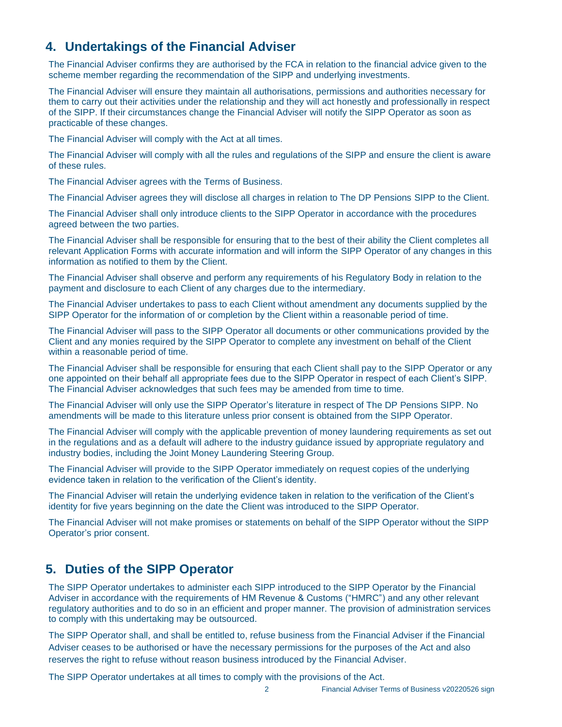## 4. Undertakings of the Financial Adviser

The Financial Adviser confirms they are authorised by the FCA in relation to the financial advice given to the scheme member regarding the recommendation of the SIPP and underlying investments.

The Financial Adviser will ensure they maintain all authorisations, permissions and authorities necessary for them to carry out their activities under the relationship and they will act honestly and professionally in respect of the SIPP. If their circumstances change the Financial Adviser will notify the SIPP Operator as soon as practicable of these changes.

The Financial Adviser will comply with the Act at all times.

The Financial Adviser will comply with all the rules and regulations of the SIPP and ensure the client is aware of these rules.

The Financial Adviser agrees with the Terms of Business.

The Financial Adviser agrees they will disclose all charges in relation to The DP Pensions SIPP to the Client.

The Financial Adviser shall only introduce clients to the SIPP Operator in accordance with the procedures agreed between the two parties.

The Financial Adviser shall be responsible for ensuring that to the best of their ability the Client completes all relevant Application Forms with accurate information and will inform the SIPP Operator of any changes in this information as notified to them by the Client.

The Financial Adviser shall observe and perform any requirements of his Regulatory Body in relation to the payment and disclosure to each Client of any charges due to the intermediary.

The Financial Adviser undertakes to pass to each Client without amendment any documents supplied by the SIPP Operator for the information of or completion by the Client within a reasonable period of time.

The Financial Adviser will pass to the SIPP Operator all documents or other communications provided by the Client and any monies required by the SIPP Operator to complete any investment on behalf of the Client within a reasonable period of time.

The Financial Adviser shall be responsible for ensuring that each Client shall pay to the SIPP Operator or any one appointed on their behalf all appropriate fees due to the SIPP Operator in respect of each Client's SIPP. The Financial Adviser acknowledges that such fees may be amended from time to time.

The Financial Adviser will only use the SIPP Operator's literature in respect of The DP Pensions SIPP. No amendments will be made to this literature unless prior consent is obtained from the SIPP Operator.

The Financial Adviser will comply with the applicable prevention of money laundering requirements as set out in the regulations and as a default will adhere to the industry guidance issued by appropriate regulatory and industry bodies, including the Joint Money Laundering Steering Group.

The Financial Adviser will provide to the SIPP Operator immediately on request copies of the underlying evidence taken in relation to the verification of the Client's identity.

The Financial Adviser will retain the underlying evidence taken in relation to the verification of the Client's identity for five years beginning on the date the Client was introduced to the SIPP Operator.

The Financial Adviser will not make promises or statements on behalf of the SIPP Operator without the SIPP Operator's prior consent.

## 5. Duties of the SIPP Operator

The SIPP Operator undertakes to administer each SIPP introduced to the SIPP Operator by the Financial Adviser in accordance with the requirements of HM Revenue & Customs ("HMRC") and any other relevant regulatory authorities and to do so in an efficient and proper manner. The provision of administration services to comply with this undertaking may be outsourced.

The SIPP Operator shall, and shall be entitled to, refuse business from the Financial Adviser if the Financial Adviser ceases to be authorised or have the necessary permissions for the purposes of the Act and also reserves the right to refuse without reason business introduced by the Financial Adviser.

The SIPP Operator undertakes at all times to comply with the provisions of the Act.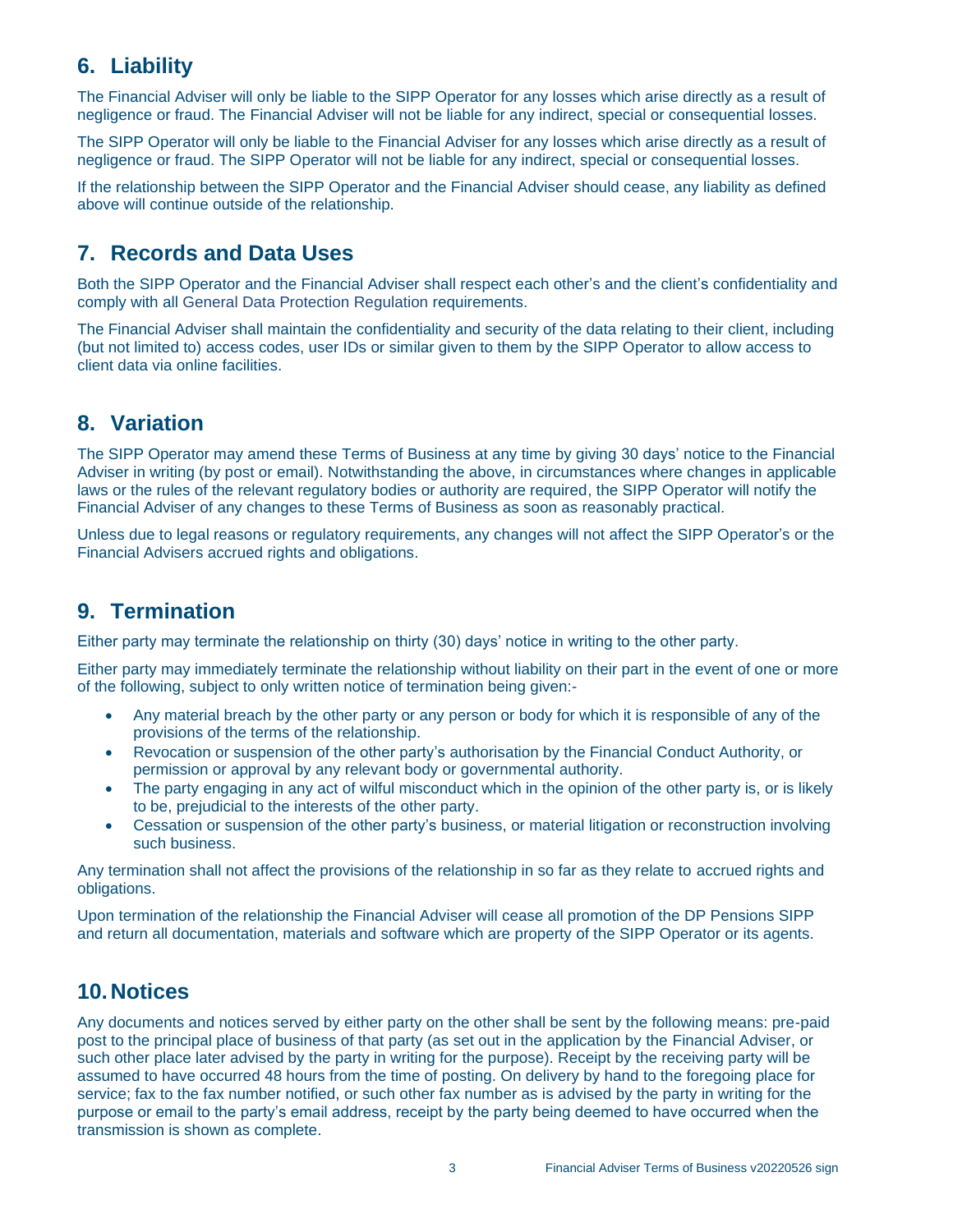## 6. Liability

The Financial Adviser will only be liable to the SIPP Operator for any losses which arise directly as a result of negligence or fraud. The Financial Adviser will not be liable for any indirect, special or consequential losses.

The SIPP Operator will only be liable to the Financial Adviser for any losses which arise directly as a result of negligence or fraud. The SIPP Operator will not be liable for any indirect, special or consequential losses.

If the relationship between the SIPP Operator and the Financial Adviser should cease, any liability as defined above will continue outside of the relationship.

## 7. Records and Data Uses

Both the SIPP Operator and the Financial Adviser shall respect each other's and the client's confidentiality and comply with all General Data Protection Regulation requirements.

The Financial Adviser shall maintain the confidentiality and security of the data relating to their client, including (but not limited to) access codes, user IDs or similar given to them by the SIPP Operator to allow access to client data via online facilities.

## 8. Variation

The SIPP Operator may amend these Terms of Business at any time by giving 30 days' notice to the Financial Adviser in writing (by post or email). Notwithstanding the above, in circumstances where changes in applicable laws or the rules of the relevant regulatory bodies or authority are required, the SIPP Operator will notify the Financial Adviser of any changes to these Terms of Business as soon as reasonably practical.

Unless due to legal reasons or regulatory requirements, any changes will not affect the SIPP Operator's or the Financial Advisers accrued rights and obligations.

## 9. Termination

Either party may terminate the relationship on thirty (30) days' notice in writing to the other party.

Either party may immediately terminate the relationship without liability on their part in the event of one or more of the following, subject to only written notice of termination being given:-

- Any material breach by the other party or any person or body for which it is responsible of any of the provisions of the terms of the relationship.
- Revocation or suspension of the other party's authorisation by the Financial Conduct Authority, or permission or approval by any relevant body or governmental authority.
- The party engaging in any act of wilful misconduct which in the opinion of the other party is, or is likely to be, prejudicial to the interests of the other party.
- Cessation or suspension of the other party's business, or material litigation or reconstruction involving such business.

Any termination shall not affect the provisions of the relationship in so far as they relate to accrued rights and obligations.

Upon termination of the relationship the Financial Adviser will cease all promotion of the DP Pensions SIPP and return all documentation, materials and software which are property of the SIPP Operator or its agents.

## 10. Notices

Any documents and notices served by either party on the other shall be sent by the following means: pre-paid post to the principal place of business of that party (as set out in the application by the Financial Adviser, or such other place later advised by the party in writing for the purpose). Receipt by the receiving party will be assumed to have occurred 48 hours from the time of posting. On delivery by hand to the foregoing place for service; fax to the fax number notified, or such other fax number as is advised by the party in writing for the purpose or email to the party's email address, receipt by the party being deemed to have occurred when the transmission is shown as complete.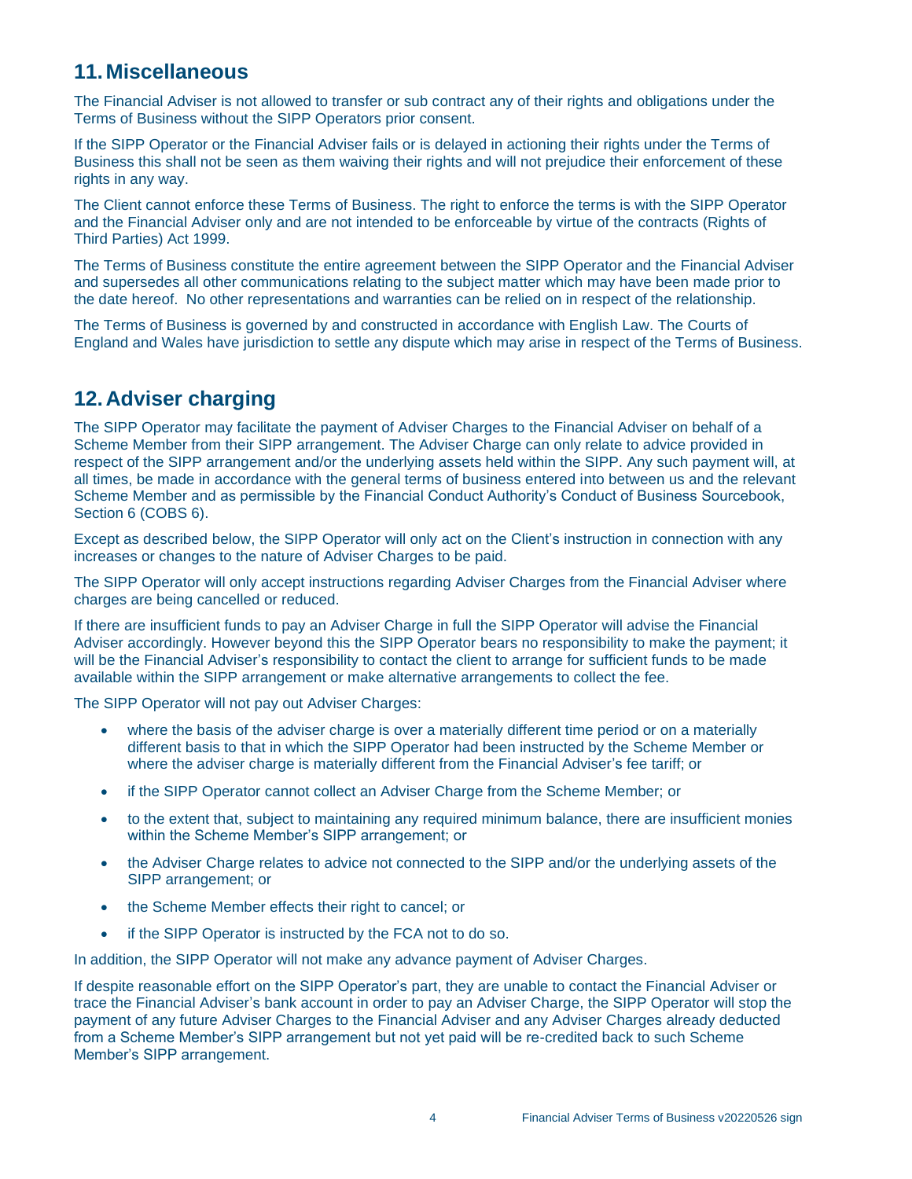## 11. Miscellaneous

The Financial Adviser is not allowed to transfer or sub contract any of their rights and obligations under the Terms of Business without the SIPP Operators prior consent.

If the SIPP Operator or the Financial Adviser fails or is delayed in actioning their rights under the Terms of Business this shall not be seen as them waiving their rights and will not prejudice their enforcement of these rights in any way.

The Client cannot enforce these Terms of Business. The right to enforce the terms is with the SIPP Operator and the Financial Adviser only and are not intended to be enforceable by virtue of the contracts (Rights of Third Parties) Act 1999.

The Terms of Business constitute the entire agreement between the SIPP Operator and the Financial Adviser and supersedes all other communications relating to the subject matter which may have been made prior to the date hereof. No other representations and warranties can be relied on in respect of the relationship.

The Terms of Business is governed by and constructed in accordance with English Law. The Courts of England and Wales have jurisdiction to settle any dispute which may arise in respect of the Terms of Business.

## 12. Adviser charging

The SIPP Operator may facilitate the payment of Adviser Charges to the Financial Adviser on behalf of a Scheme Member from their SIPP arrangement. The Adviser Charge can only relate to advice provided in respect of the SIPP arrangement and/or the underlying assets held within the SIPP. Any such payment will, at all times, be made in accordance with the general terms of business entered into between us and the relevant Scheme Member and as permissible by the Financial Conduct Authority's Conduct of Business Sourcebook, Section 6 (COBS 6).

Except as described below, the SIPP Operator will only act on the Client's instruction in connection with any increases or changes to the nature of Adviser Charges to be paid.

The SIPP Operator will only accept instructions regarding Adviser Charges from the Financial Adviser where charges are being cancelled or reduced.

If there are insufficient funds to pay an Adviser Charge in full the SIPP Operator will advise the Financial Adviser accordingly. However beyond this the SIPP Operator bears no responsibility to make the payment; it will be the Financial Adviser's responsibility to contact the client to arrange for sufficient funds to be made available within the SIPP arrangement or make alternative arrangements to collect the fee.

The SIPP Operator will not pay out Adviser Charges:

- where the basis of the adviser charge is over a materially different time period or on a materially different basis to that in which the SIPP Operator had been instructed by the Scheme Member or where the adviser charge is materially different from the Financial Adviser's fee tariff; or
- if the SIPP Operator cannot collect an Adviser Charge from the Scheme Member; or
- to the extent that, subject to maintaining any required minimum balance, there are insufficient monies within the Scheme Member's SIPP arrangement; or
- the Adviser Charge relates to advice not connected to the SIPP and/or the underlying assets of the SIPP arrangement; or
- the Scheme Member effects their right to cancel; or
- if the SIPP Operator is instructed by the FCA not to do so.

In addition, the SIPP Operator will not make any advance payment of Adviser Charges.

If despite reasonable effort on the SIPP Operator's part, they are unable to contact the Financial Adviser or trace the Financial Adviser's bank account in order to pay an Adviser Charge, the SIPP Operator will stop the payment of any future Adviser Charges to the Financial Adviser and any Adviser Charges already deducted from a Scheme Member's SIPP arrangement but not yet paid will be re-credited back to such Scheme Member's SIPP arrangement.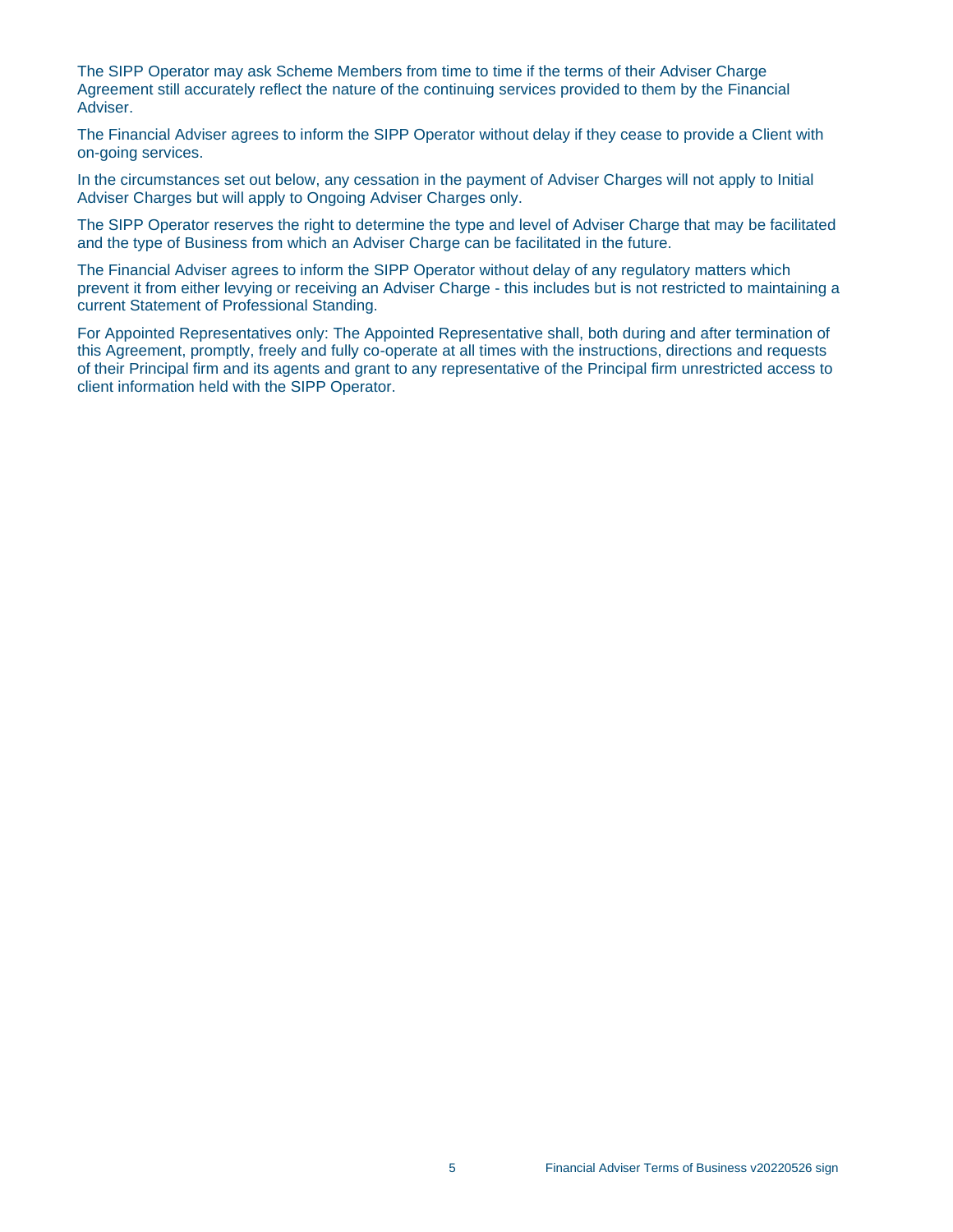The SIPP Operator may ask Scheme Members from time to time if the terms of their Adviser Charge Agreement still accurately reflect the nature of the continuing services provided to them by the Financial Adviser.

The Financial Adviser agrees to inform the SIPP Operator without delay if they cease to provide a Client with on-going services.

In the circumstances set out below, any cessation in the payment of Adviser Charges will not apply to Initial Adviser Charges but will apply to Ongoing Adviser Charges only.

The SIPP Operator reserves the right to determine the type and level of Adviser Charge that may be facilitated and the type of Business from which an Adviser Charge can be facilitated in the future.

The Financial Adviser agrees to inform the SIPP Operator without delay of any regulatory matters which prevent it from either levying or receiving an Adviser Charge - this includes but is not restricted to maintaining a current Statement of Professional Standing.

For Appointed Representatives only: The Appointed Representative shall, both during and after termination of this Agreement, promptly, freely and fully co-operate at all times with the instructions, directions and requests of their Principal firm and its agents and grant to any representative of the Principal firm unrestricted access to client information held with the SIPP Operator.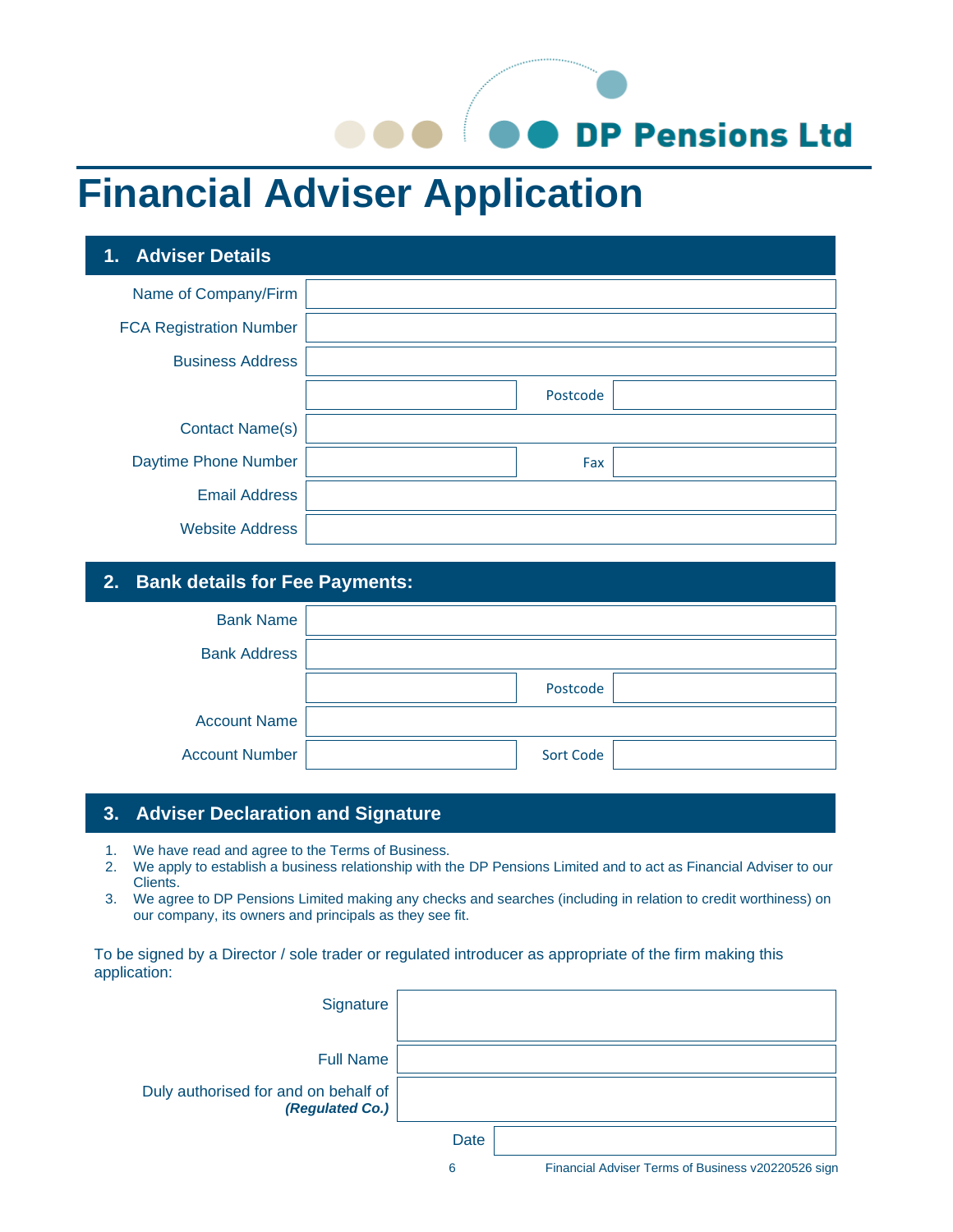DP Pensions Ltd

# Financial Adviser Application

## 1. Adviser Details

| | | | |
|---|---|---|---|
| Name of Company/Firm | | | |
| FCA Registration Number | | | |
| Business Address | | | |
| | | Postcode | |
| Contact Name(s) | | | |
| Daytime Phone Number | | Fax | |
| Email Address | | | |
| Website Address | | | |

## 2. Bank details for Fee Payments:

| | | | |
|---|---|---|---|
| Bank Name | | | |
| Bank Address | | | |
| | | Postcode | |
| Account Name | | | |
| Account Number | | Sort Code | |

## 3. Adviser Declaration and Signature

1. We have read and agree to the Terms of Business.
2. We apply to establish a business relationship with the DP Pensions Limited and to act as Financial Adviser to our Clients.
3. We agree to DP Pensions Limited making any checks and searches (including in relation to credit worthiness) on our company, its owners and principals as they see fit.

To be signed by a Director / sole trader or regulated introducer as appropriate of the firm making this application:

| | |
|---|---|
| Signature | |
| Full Name | |
| Duly authorised for and on behalf of ***(Regulated Co.)*** | |
| Date | |

Financial Adviser Terms of Business v20220526 sign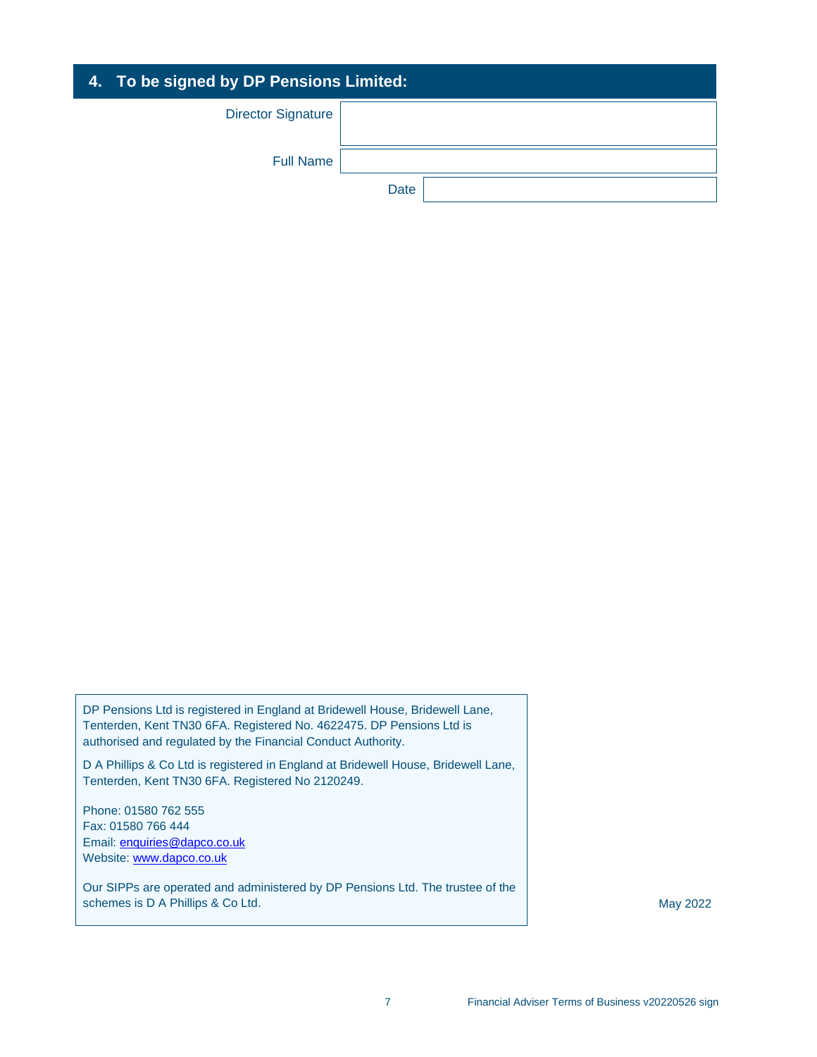## 4. To be signed by DP Pensions Limited:

Director Signature

Full Name

Date

DP Pensions Ltd is registered in England at Bridewell House, Bridewell Lane, Tenterden, Kent TN30 6FA. Registered No. 4622475. DP Pensions Ltd is authorised and regulated by the Financial Conduct Authority.

D A Phillips & Co Ltd is registered in England at Bridewell House, Bridewell Lane, Tenterden, Kent TN30 6FA. Registered No 2120249.

Phone: 01580 762 555
Fax: 01580 766 444
Email: enquiries@dapco.co.uk
Website: www.dapco.co.uk

Our SIPPs are operated and administered by DP Pensions Ltd. The trustee of the schemes is D A Phillips & Co Ltd.

May 2022